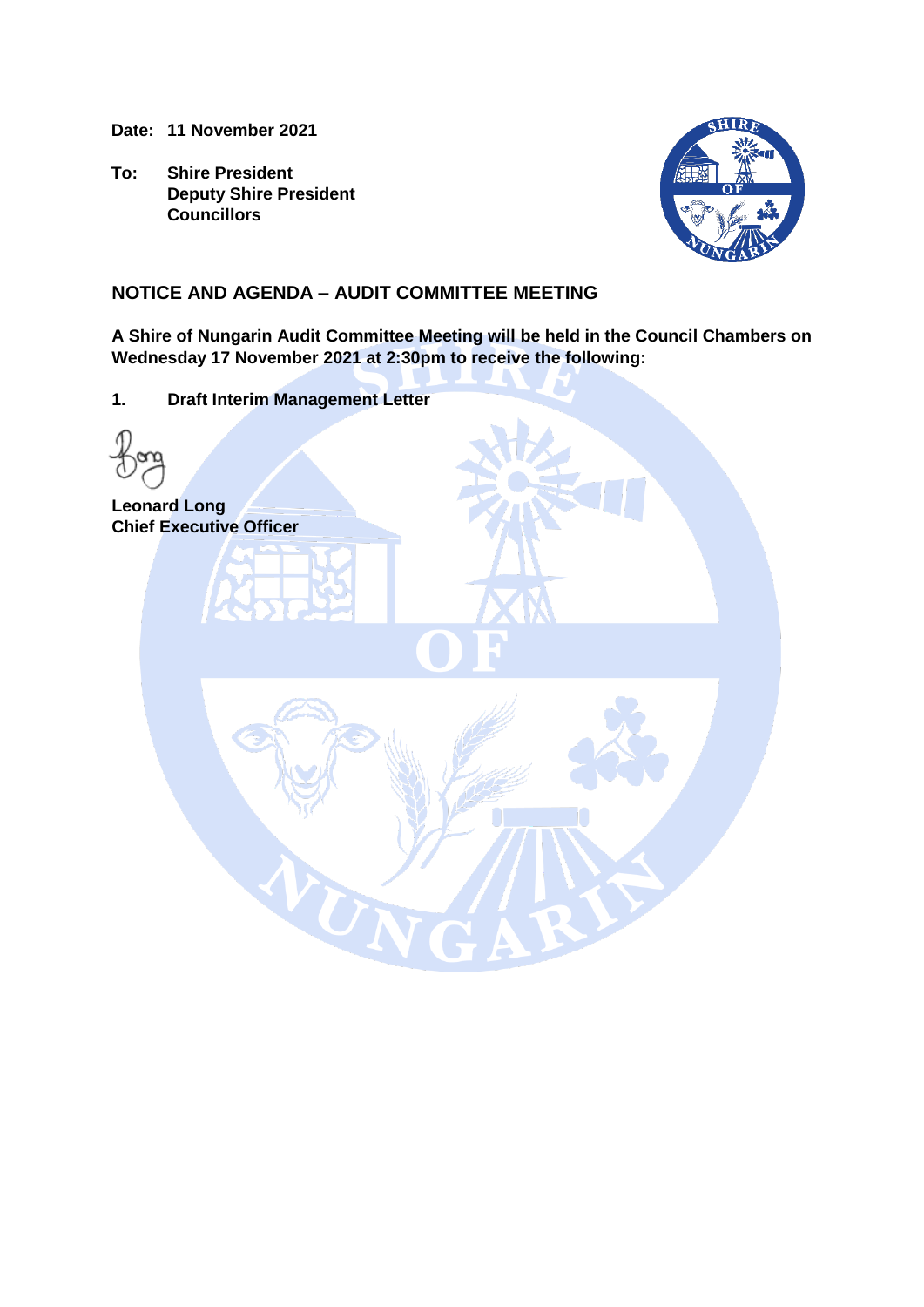**Date:** **11 November 2021**

**To:** **Shire President**
**Deputy Shire President**
**Councillors**

## NOTICE AND AGENDA – AUDIT COMMITTEE MEETING

**A Shire of Nungarin Audit Committee Meeting will be held in the Council Chambers on Wednesday 17 November 2021 at 2:30pm to receive the following:**

**1. Draft Interim Management Letter**

**Leonard Long**
**Chief Executive Officer**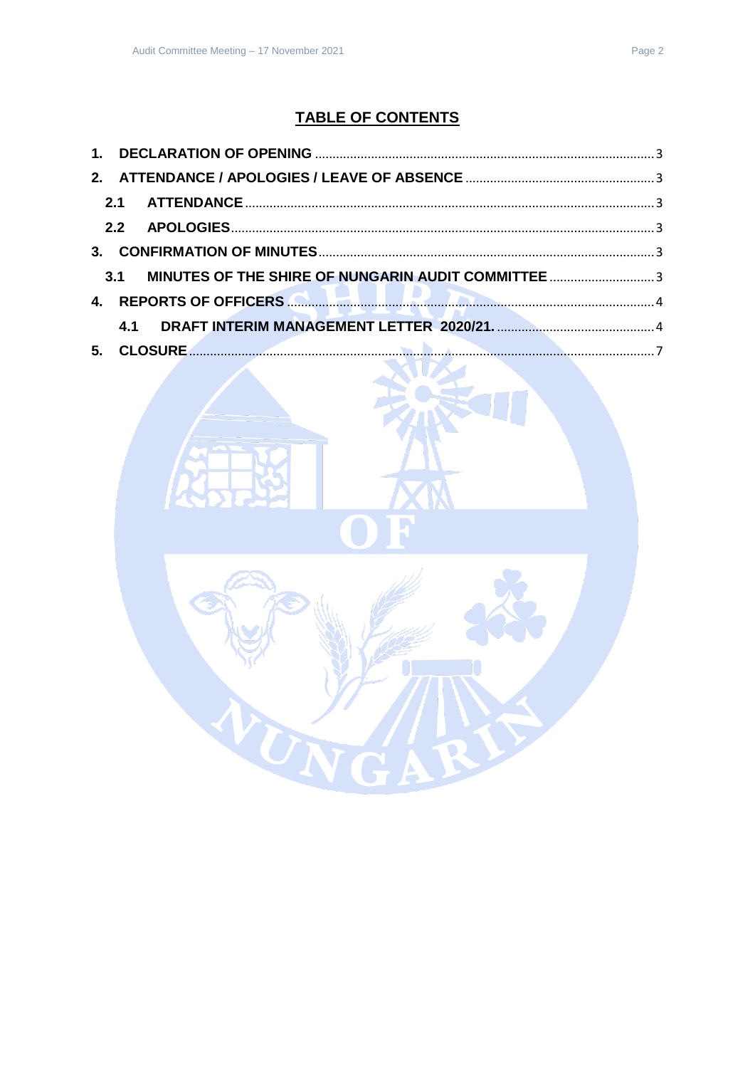## TABLE OF CONTENTS

| | | |
|---|---|---|
| **1.** | **DECLARATION OF OPENING** | 3 |
| **2.** | **ATTENDANCE / APOLOGIES / LEAVE OF ABSENCE** | 3 |
| **2.1** | **ATTENDANCE** | 3 |
| **2.2** | **APOLOGIES** | 3 |
| **3.** | **CONFIRMATION OF MINUTES** | 3 |
| **3.1** | **MINUTES OF THE SHIRE OF NUNGARIN AUDIT COMMITTEE** | 3 |
| **4.** | **REPORTS OF OFFICERS** | 4 |
| **4.1** | **DRAFT INTERIM MANAGEMENT LETTER 2020/21.** | 4 |
| **5.** | **CLOSURE** | 7 |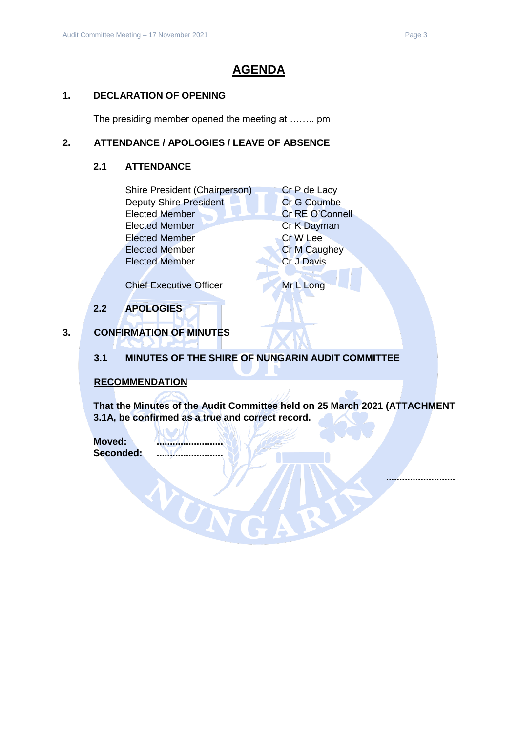# AGENDA

## 1. DECLARATION OF OPENING

The presiding member opened the meeting at …….. pm

## 2. ATTENDANCE / APOLOGIES / LEAVE OF ABSENCE

### 2.1 ATTENDANCE

| | |
|---|---|
| Shire President (Chairperson) | Cr P de Lacy |
| Deputy Shire President | Cr G Coumbe |
| Elected Member | Cr RE O'Connell |
| Elected Member | Cr K Dayman |
| Elected Member | Cr W Lee |
| Elected Member | Cr M Caughey |
| Elected Member | Cr J Davis |
| Chief Executive Officer | Mr L Long |

### 2.2 APOLOGIES

## 3. CONFIRMATION OF MINUTES

### 3.1 MINUTES OF THE SHIRE OF NUNGARIN AUDIT COMMITTEE

**RECOMMENDATION**

**That the Minutes of the Audit Committee held on 25 March 2021 (ATTACHMENT 3.1A, be confirmed as a true and correct record.**

**Moved:** ……………………

**Seconded:** ……………………

……………………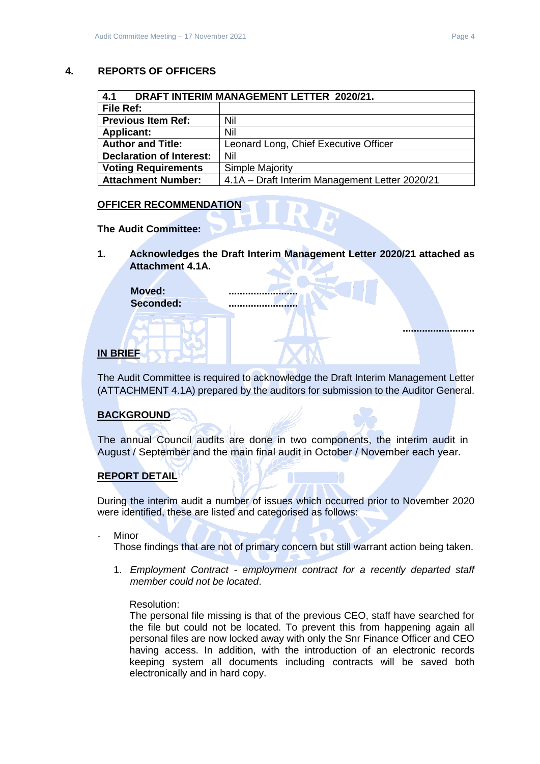## 4. REPORTS OF OFFICERS

| 4.1 DRAFT INTERIM MANAGEMENT LETTER 2020/21. | |
|---|---|
| **File Ref:** | |
| **Previous Item Ref:** | Nil |
| **Applicant:** | Nil |
| **Author and Title:** | Leonard Long, Chief Executive Officer |
| **Declaration of Interest:** | Nil |
| **Voting Requirements** | Simple Majority |
| **Attachment Number:** | 4.1A – Draft Interim Management Letter 2020/21 |

**OFFICER RECOMMENDATION**

**The Audit Committee:**

**1. Acknowledges the Draft Interim Management Letter 2020/21 attached as Attachment 4.1A.**

**Moved:** ..........................
**Seconded:** ..........................

..........................

**IN BRIEF**

The Audit Committee is required to acknowledge the Draft Interim Management Letter (ATTACHMENT 4.1A) prepared by the auditors for submission to the Auditor General.

**BACKGROUND**

The annual Council audits are done in two components, the interim audit in August / September and the main final audit in October / November each year.

**REPORT DETAIL**

During the interim audit a number of issues which occurred prior to November 2020 were identified, these are listed and categorised as follows:

- Minor
  Those findings that are not of primary concern but still warrant action being taken.

  1. *Employment Contract - employment contract for a recently departed staff member could not be located*.

     Resolution:
     The personal file missing is that of the previous CEO, staff have searched for the file but could not be located. To prevent this from happening again all personal files are now locked away with only the Snr Finance Officer and CEO having access. In addition, with the introduction of an electronic records keeping system all documents including contracts will be saved both electronically and in hard copy.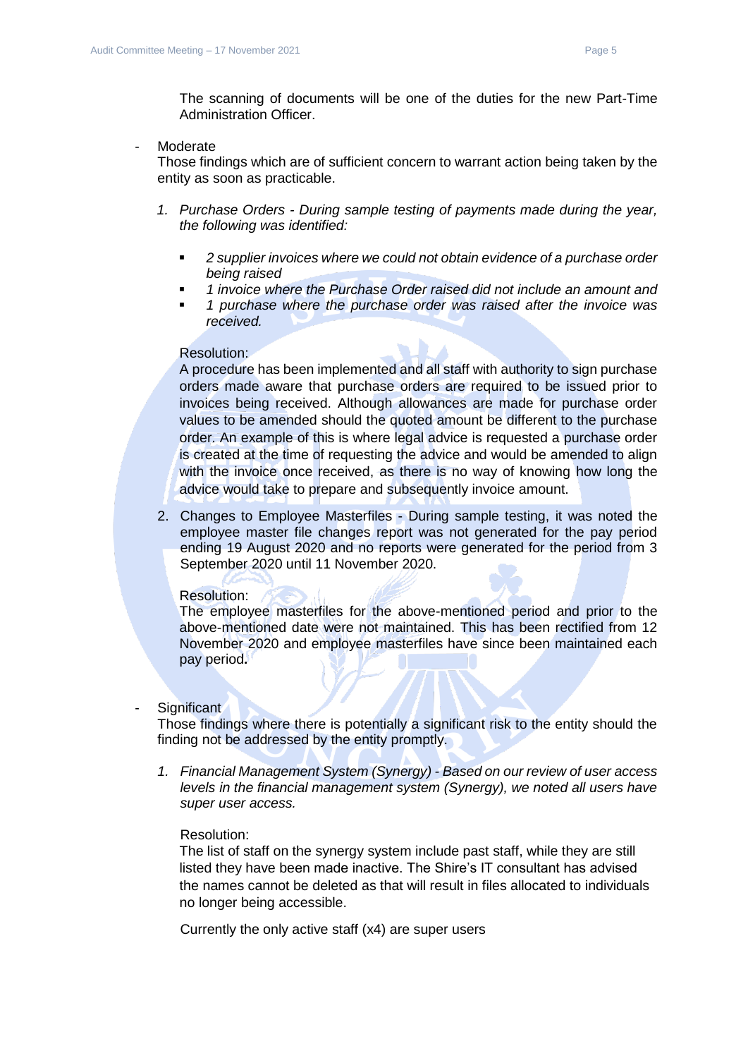The scanning of documents will be one of the duties for the new Part-Time Administration Officer.

- Moderate
  Those findings which are of sufficient concern to warrant action being taken by the entity as soon as practicable.

  1. *Purchase Orders - During sample testing of payments made during the year, the following was identified:*

     - *2 supplier invoices where we could not obtain evidence of a purchase order being raised*
     - *1 invoice where the Purchase Order raised did not include an amount and*
     - *1 purchase where the purchase order was raised after the invoice was received.*

     Resolution:
     A procedure has been implemented and all staff with authority to sign purchase orders made aware that purchase orders are required to be issued prior to invoices being received. Although allowances are made for purchase order values to be amended should the quoted amount be different to the purchase order. An example of this is where legal advice is requested a purchase order is created at the time of requesting the advice and would be amended to align with the invoice once received, as there is no way of knowing how long the advice would take to prepare and subsequently invoice amount.

  2. Changes to Employee Masterfiles - During sample testing, it was noted the employee master file changes report was not generated for the pay period ending 19 August 2020 and no reports were generated for the period from 3 September 2020 until 11 November 2020.

     Resolution:
     The employee masterfiles for the above-mentioned period and prior to the above-mentioned date were not maintained. This has been rectified from 12 November 2020 and employee masterfiles have since been maintained each pay period.

- Significant
  Those findings where there is potentially a significant risk to the entity should the finding not be addressed by the entity promptly.

  1. *Financial Management System (Synergy) - Based on our review of user access levels in the financial management system (Synergy), we noted all users have super user access.*

     Resolution:
     The list of staff on the synergy system include past staff, while they are still listed they have been made inactive. The Shire's IT consultant has advised the names cannot be deleted as that will result in files allocated to individuals no longer being accessible.

     Currently the only active staff (x4) are super users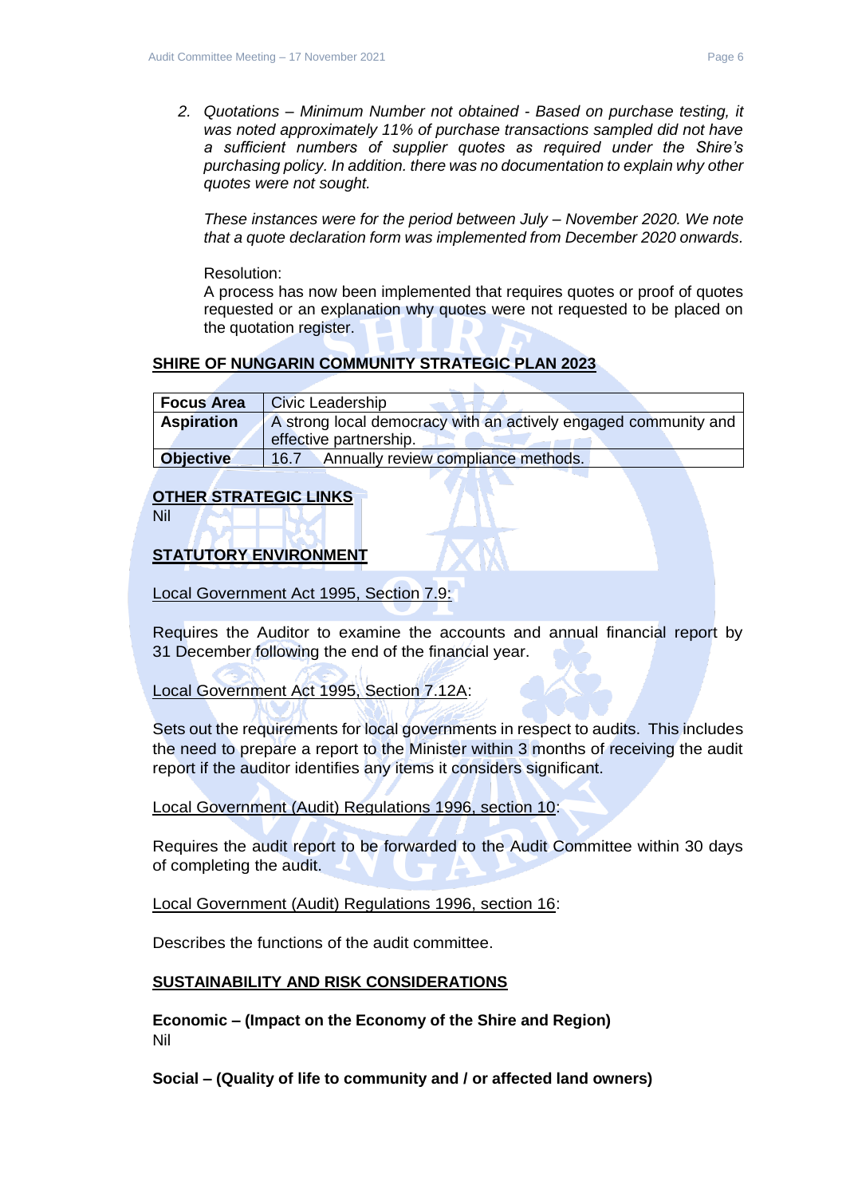2. *Quotations – Minimum Number not obtained - Based on purchase testing, it was noted approximately 11% of purchase transactions sampled did not have a sufficient numbers of supplier quotes as required under the Shire's purchasing policy. In addition. there was no documentation to explain why other quotes were not sought.*

   *These instances were for the period between July – November 2020. We note that a quote declaration form was implemented from December 2020 onwards.*

   Resolution:
   A process has now been implemented that requires quotes or proof of quotes requested or an explanation why quotes were not requested to be placed on the quotation register.

## SHIRE OF NUNGARIN COMMUNITY STRATEGIC PLAN 2023

| **Focus Area** | Civic Leadership |
|---|---|
| **Aspiration** | A strong local democracy with an actively engaged community and effective partnership. |
| **Objective** | 16.7 Annually review compliance methods. |

## OTHER STRATEGIC LINKS

Nil

## STATUTORY ENVIRONMENT

Local Government Act 1995, Section 7.9:

Requires the Auditor to examine the accounts and annual financial report by 31 December following the end of the financial year.

Local Government Act 1995, Section 7.12A:

Sets out the requirements for local governments in respect to audits. This includes the need to prepare a report to the Minister within 3 months of receiving the audit report if the auditor identifies any items it considers significant.

Local Government (Audit) Regulations 1996, section 10:

Requires the audit report to be forwarded to the Audit Committee within 30 days of completing the audit.

Local Government (Audit) Regulations 1996, section 16:

Describes the functions of the audit committee.

## SUSTAINABILITY AND RISK CONSIDERATIONS

**Economic – (Impact on the Economy of the Shire and Region)**
Nil

**Social – (Quality of life to community and / or affected land owners)**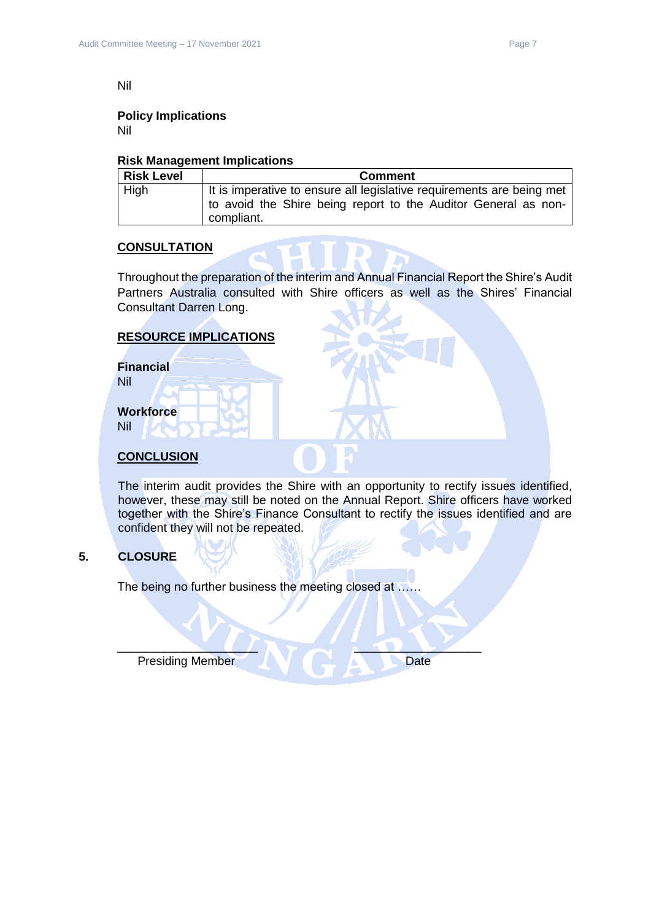Nil

**Policy Implications**
Nil

**Risk Management Implications**

| Risk Level | Comment |
|---|---|
| High | It is imperative to ensure all legislative requirements are being met to avoid the Shire being report to the Auditor General as non-compliant. |

## CONSULTATION

Throughout the preparation of the interim and Annual Financial Report the Shire's Audit Partners Australia consulted with Shire officers as well as the Shires' Financial Consultant Darren Long.

## RESOURCE IMPLICATIONS

**Financial**
Nil

**Workforce**
Nil

## CONCLUSION

The interim audit provides the Shire with an opportunity to rectify issues identified, however, these may still be noted on the Annual Report. Shire officers have worked together with the Shire's Finance Consultant to rectify the issues identified and are confident they will not be repeated.

## 5. CLOSURE

The being no further business the meeting closed at ……

\_\_\_\_\_\_\_\_\_\_\_\_\_\_\_\_\_\_\_\_\_\_ \_\_\_\_\_\_\_\_\_\_\_\_\_\_\_\_\_\_\_\_

Presiding Member Date